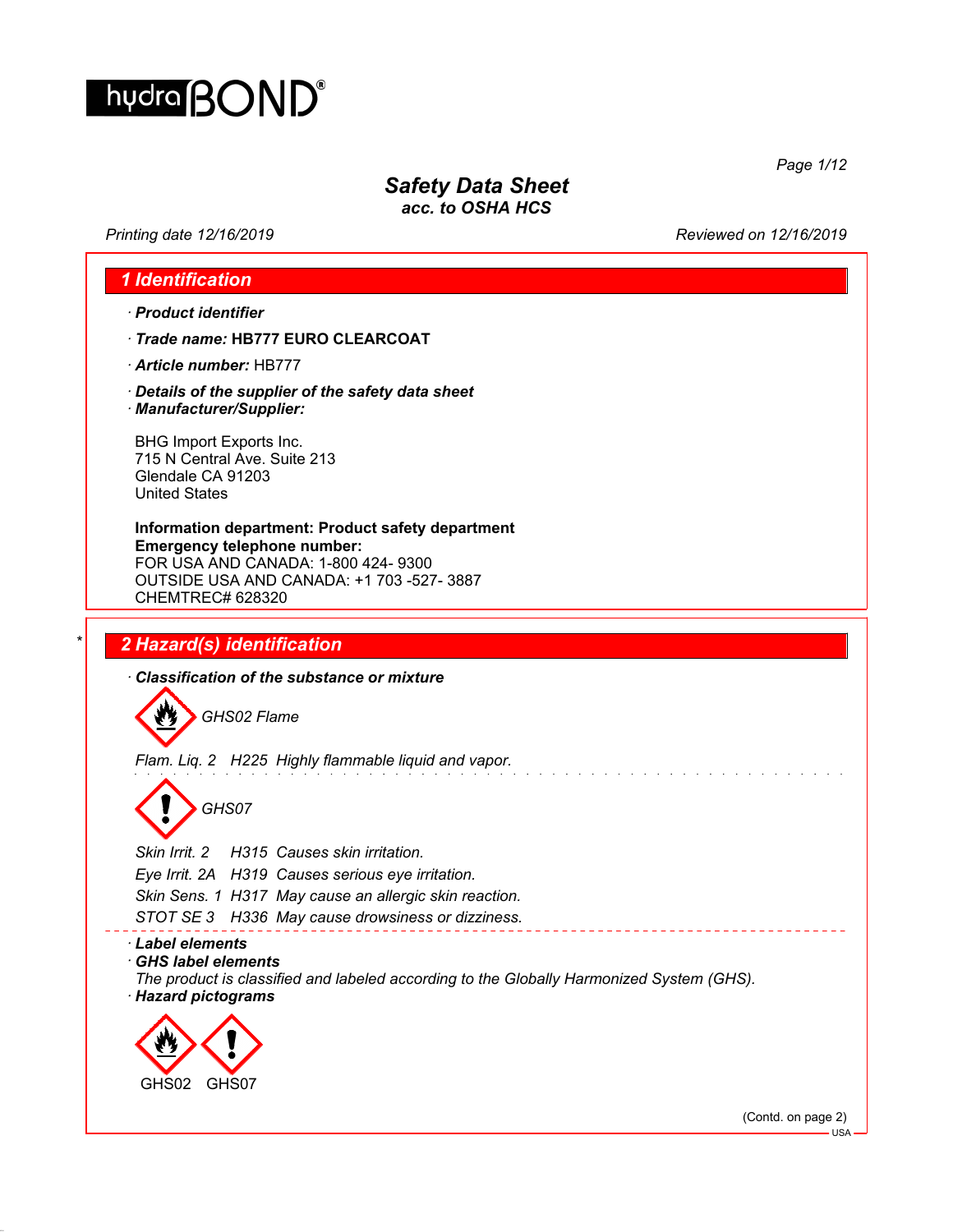hydraBOND®

# Safety Data Sheet
*acc. to OSHA HCS*

*Printing date 12/16/2019* *Reviewed on 12/16/2019*

## 1 Identification

· ***Product identifier***

· ***Trade name:*** **HB777 EURO CLEARCOAT**

· ***Article number:*** HB777

· ***Details of the supplier of the safety data sheet***

· ***Manufacturer/Supplier:***

BHG Import Exports Inc.
715 N Central Ave. Suite 213
Glendale CA 91203
United States

**Information department: Product safety department**
**Emergency telephone number:**
FOR USA AND CANADA: 1-800 424- 9300
OUTSIDE USA AND CANADA: +1 703 -527- 3887
CHEMTREC# 628320

## * 2 Hazard(s) identification

· ***Classification of the substance or mixture***

*GHS02 Flame*

*Flam. Liq. 2 H225 Highly flammable liquid and vapor.*

*GHS07*

*Skin Irrit. 2 H315 Causes skin irritation.*
*Eye Irrit. 2A H319 Causes serious eye irritation.*
*Skin Sens. 1 H317 May cause an allergic skin reaction.*
*STOT SE 3 H336 May cause drowsiness or dizziness.*

· ***Label elements***
· ***GHS label elements***
*The product is classified and labeled according to the Globally Harmonized System (GHS).*
· ***Hazard pictograms***

GHS02 GHS07

(Contd. on page 2)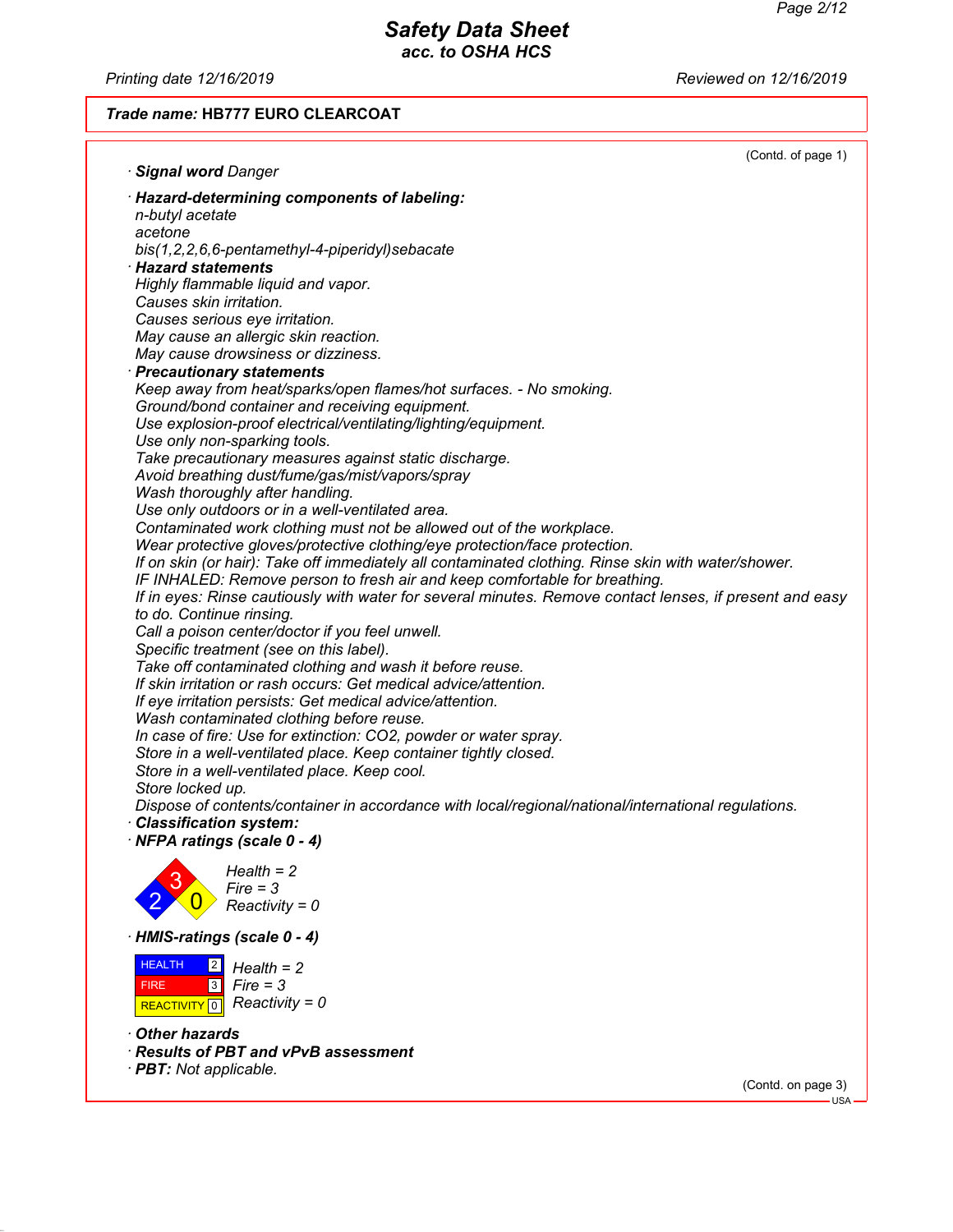Trade name: **HB777 EURO CLEARCOAT**

(Contd. of page 1)

· **Signal word** Danger

· **Hazard-determining components of labeling:**
n-butyl acetate
acetone
bis(1,2,2,6,6-pentamethyl-4-piperidyl)sebacate

· **Hazard statements**
Highly flammable liquid and vapor.
Causes skin irritation.
Causes serious eye irritation.
May cause an allergic skin reaction.
May cause drowsiness or dizziness.

· **Precautionary statements**
Keep away from heat/sparks/open flames/hot surfaces. - No smoking.
Ground/bond container and receiving equipment.
Use explosion-proof electrical/ventilating/lighting/equipment.
Use only non-sparking tools.
Take precautionary measures against static discharge.
Avoid breathing dust/fume/gas/mist/vapors/spray
Wash thoroughly after handling.
Use only outdoors or in a well-ventilated area.
Contaminated work clothing must not be allowed out of the workplace.
Wear protective gloves/protective clothing/eye protection/face protection.
If on skin (or hair): Take off immediately all contaminated clothing. Rinse skin with water/shower.
IF INHALED: Remove person to fresh air and keep comfortable for breathing.
If in eyes: Rinse cautiously with water for several minutes. Remove contact lenses, if present and easy to do. Continue rinsing.
Call a poison center/doctor if you feel unwell.
Specific treatment (see on this label).
Take off contaminated clothing and wash it before reuse.
If skin irritation or rash occurs: Get medical advice/attention.
If eye irritation persists: Get medical advice/attention.
Wash contaminated clothing before reuse.
In case of fire: Use for extinction: $CO_2$, powder or water spray.
Store in a well-ventilated place. Keep container tightly closed.
Store in a well-ventilated place. Keep cool.
Store locked up.
Dispose of contents/container in accordance with local/regional/national/international regulations.

· **Classification system:**

· **NFPA ratings (scale 0 - 4)**

Health = 2
Fire = 3
Reactivity = 0

· **HMIS-ratings (scale 0 - 4)**

| | |
|---|---|
| HEALTH | 2 |
| FIRE | 3 |
| REACTIVITY | 0 |

Health = 2
Fire = 3
Reactivity = 0

· **Other hazards**

· **Results of PBT and vPvB assessment**

· **PBT:** Not applicable.

(Contd. on page 3)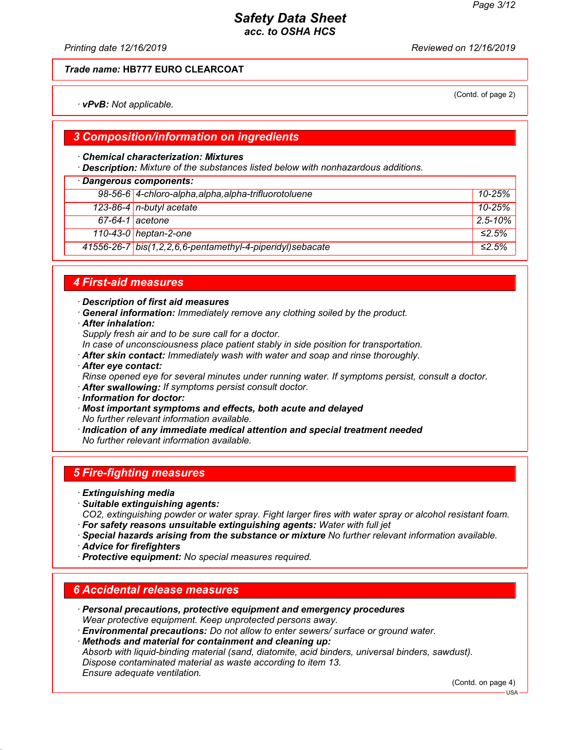**Trade name: HB777 EURO CLEARCOAT**

(Contd. of page 2)

· **vPvB:** Not applicable.

## 3 Composition/information on ingredients

· **Chemical characterization: Mixtures**
· **Description:** Mixture of the substances listed below with nonhazardous additions.

· **Dangerous components:**

| | | |
|---|---|---|
| 98-56-6 | 4-chloro-alpha,alpha,alpha-trifluorotoluene | 10-25% |
| 123-86-4 | n-butyl acetate | 10-25% |
| 67-64-1 | acetone | 2.5-10% |
| 110-43-0 | heptan-2-one | ≤2.5% |
| 41556-26-7 | bis(1,2,2,6,6-pentamethyl-4-piperidyl)sebacate | ≤2.5% |

## 4 First-aid measures

· **Description of first aid measures**
· **General information:** Immediately remove any clothing soiled by the product.
· **After inhalation:**
Supply fresh air and to be sure call for a doctor.
In case of unconsciousness place patient stably in side position for transportation.
· **After skin contact:** Immediately wash with water and soap and rinse thoroughly.
· **After eye contact:**
Rinse opened eye for several minutes under running water. If symptoms persist, consult a doctor.
· **After swallowing:** If symptoms persist consult doctor.
· **Information for doctor:**
· **Most important symptoms and effects, both acute and delayed**
No further relevant information available.
· **Indication of any immediate medical attention and special treatment needed**
No further relevant information available.

## 5 Fire-fighting measures

· **Extinguishing media**
· **Suitable extinguishing agents:**
CO2, extinguishing powder or water spray. Fight larger fires with water spray or alcohol resistant foam.
· **For safety reasons unsuitable extinguishing agents:** Water with full jet
· **Special hazards arising from the substance or mixture** No further relevant information available.
· **Advice for firefighters**
· **Protective equipment:** No special measures required.

## 6 Accidental release measures

· **Personal precautions, protective equipment and emergency procedures**
Wear protective equipment. Keep unprotected persons away.
· **Environmental precautions:** Do not allow to enter sewers/ surface or ground water.
· **Methods and material for containment and cleaning up:**
Absorb with liquid-binding material (sand, diatomite, acid binders, universal binders, sawdust).
Dispose contaminated material as waste according to item 13.
Ensure adequate ventilation.

(Contd. on page 4)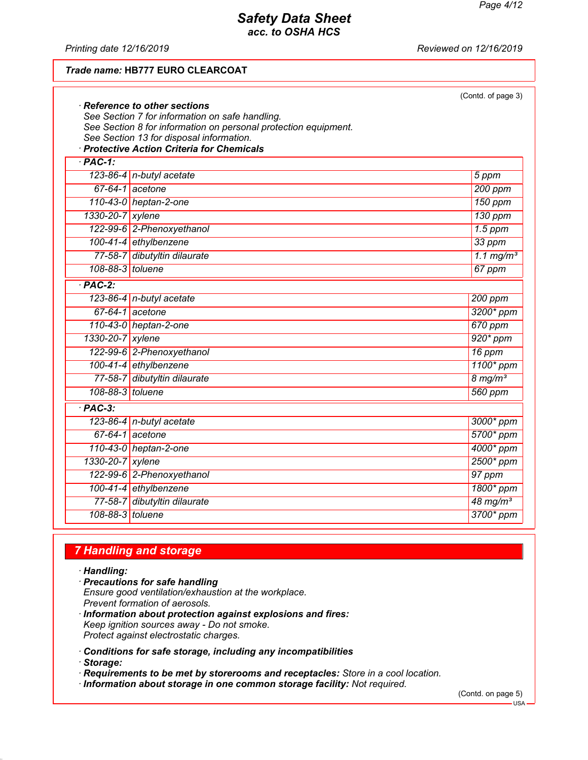**Trade name: HB777 EURO CLEARCOAT**

(Contd. of page 3)

· **Reference to other sections**
See Section 7 for information on safe handling.
See Section 8 for information on personal protection equipment.
See Section 13 for disposal information.

· **Protective Action Criteria for Chemicals**

| · **PAC-1:** | | |
|---|---|---|
| 123-86-4 | n-butyl acetate | 5 ppm |
| 67-64-1 | acetone | 200 ppm |
| 110-43-0 | heptan-2-one | 150 ppm |
| 1330-20-7 | xylene | 130 ppm |
| 122-99-6 | 2-Phenoxyethanol | 1.5 ppm |
| 100-41-4 | ethylbenzene | 33 ppm |
| 77-58-7 | dibutyltin dilaurate | 1.1 mg/m³ |
| 108-88-3 | toluene | 67 ppm |

| · **PAC-2:** | | |
|---|---|---|
| 123-86-4 | n-butyl acetate | 200 ppm |
| 67-64-1 | acetone | 3200* ppm |
| 110-43-0 | heptan-2-one | 670 ppm |
| 1330-20-7 | xylene | 920* ppm |
| 122-99-6 | 2-Phenoxyethanol | 16 ppm |
| 100-41-4 | ethylbenzene | 1100* ppm |
| 77-58-7 | dibutyltin dilaurate | 8 mg/m³ |
| 108-88-3 | toluene | 560 ppm |

| · **PAC-3:** | | |
|---|---|---|
| 123-86-4 | n-butyl acetate | 3000* ppm |
| 67-64-1 | acetone | 5700* ppm |
| 110-43-0 | heptan-2-one | 4000* ppm |
| 1330-20-7 | xylene | 2500* ppm |
| 122-99-6 | 2-Phenoxyethanol | 97 ppm |
| 100-41-4 | ethylbenzene | 1800* ppm |
| 77-58-7 | dibutyltin dilaurate | 48 mg/m³ |
| 108-88-3 | toluene | 3700* ppm |

## 7 Handling and storage

· **Handling:**

· **Precautions for safe handling**
Ensure good ventilation/exhaustion at the workplace.
Prevent formation of aerosols.

· **Information about protection against explosions and fires:**
Keep ignition sources away - Do not smoke.
Protect against electrostatic charges.

· **Conditions for safe storage, including any incompatibilities**

· **Storage:**

· **Requirements to be met by storerooms and receptacles:** Store in a cool location.

· **Information about storage in one common storage facility:** Not required.

(Contd. on page 5)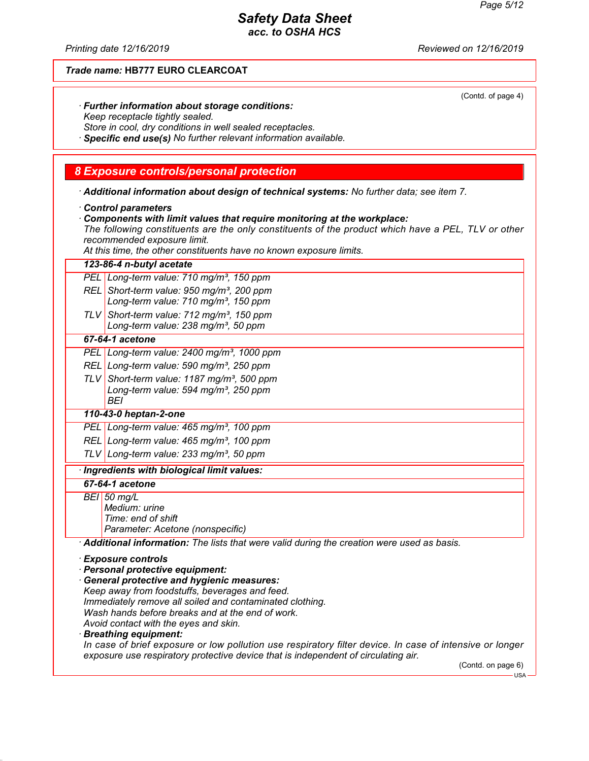**Safety Data Sheet**
**acc. to OSHA HCS**

Printing date 12/16/2019 Reviewed on 12/16/2019

**Trade name: HB777 EURO CLEARCOAT**

(Contd. of page 4)

· **Further information about storage conditions:**
Keep receptacle tightly sealed.
Store in cool, dry conditions in well sealed receptacles.
· **Specific end use(s)** No further relevant information available.

## 8 Exposure controls/personal protection

· **Additional information about design of technical systems:** No further data; see item 7.

· **Control parameters**
· **Components with limit values that require monitoring at the workplace:**
The following constituents are the only constituents of the product which have a PEL, TLV or other recommended exposure limit.
At this time, the other constituents have no known exposure limits.

| **123-86-4 n-butyl acetate** | |
|---|---|
| PEL | Long-term value: 710 mg/m³, 150 ppm |
| REL | Short-term value: 950 mg/m³, 200 ppm<br>Long-term value: 710 mg/m³, 150 ppm |
| TLV | Short-term value: 712 mg/m³, 150 ppm<br>Long-term value: 238 mg/m³, 50 ppm |
| **67-64-1 acetone** | |
| PEL | Long-term value: 2400 mg/m³, 1000 ppm |
| REL | Long-term value: 590 mg/m³, 250 ppm |
| TLV | Short-term value: 1187 mg/m³, 500 ppm<br>Long-term value: 594 mg/m³, 250 ppm<br>BEI |
| **110-43-0 heptan-2-one** | |
| PEL | Long-term value: 465 mg/m³, 100 ppm |
| REL | Long-term value: 465 mg/m³, 100 ppm |
| TLV | Long-term value: 233 mg/m³, 50 ppm |

· **Ingredients with biological limit values:**

| **67-64-1 acetone** | |
|---|---|
| BEI | 50 mg/L<br>Medium: urine<br>Time: end of shift<br>Parameter: Acetone (nonspecific) |

· **Additional information:** The lists that were valid during the creation were used as basis.

· **Exposure controls**
· **Personal protective equipment:**
· **General protective and hygienic measures:**
Keep away from foodstuffs, beverages and feed.
Immediately remove all soiled and contaminated clothing.
Wash hands before breaks and at the end of work.
Avoid contact with the eyes and skin.
· **Breathing equipment:**
In case of brief exposure or low pollution use respiratory filter device. In case of intensive or longer exposure use respiratory protective device that is independent of circulating air.

(Contd. on page 6)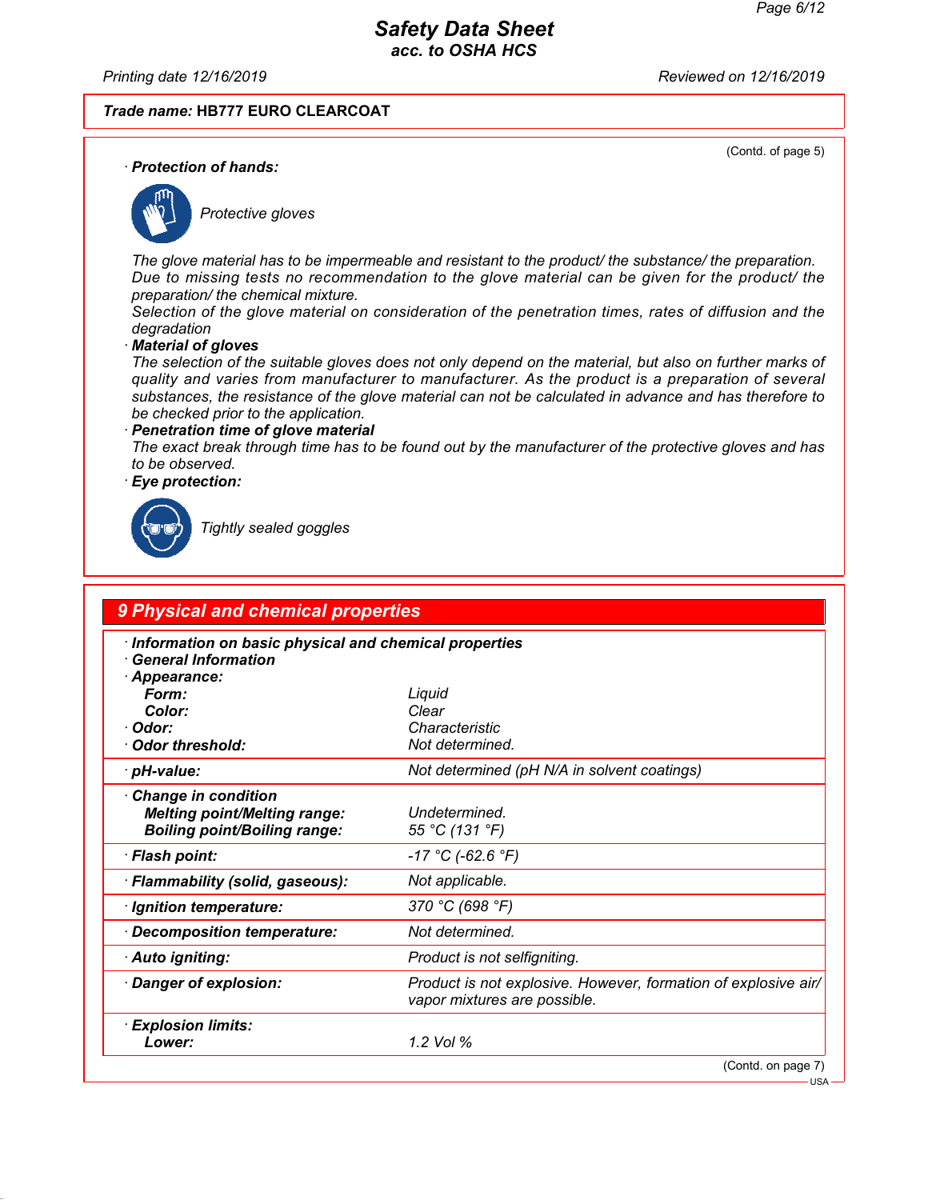**Trade name: HB777 EURO CLEARCOAT**

(Contd. of page 5)

· **Protection of hands:**

Protective gloves

The glove material has to be impermeable and resistant to the product/ the substance/ the preparation.
Due to missing tests no recommendation to the glove material can be given for the product/ the preparation/ the chemical mixture.
Selection of the glove material on consideration of the penetration times, rates of diffusion and the degradation

· **Material of gloves**

The selection of the suitable gloves does not only depend on the material, but also on further marks of quality and varies from manufacturer to manufacturer. As the product is a preparation of several substances, the resistance of the glove material can not be calculated in advance and has therefore to be checked prior to the application.

· **Penetration time of glove material**

The exact break through time has to be found out by the manufacturer of the protective gloves and has to be observed.

· **Eye protection:**

Tightly sealed goggles

## 9 Physical and chemical properties

· **Information on basic physical and chemical properties**
· **General Information**

| Property | Value |
|---|---|
| · **Appearance:** | |
| **Form:** | Liquid |
| **Color:** | Clear |
| · **Odor:** | Characteristic |
| · **Odor threshold:** | Not determined. |
| · **pH-value:** | Not determined (pH N/A in solvent coatings) |
| · **Change in condition** | |
| **Melting point/Melting range:** | Undetermined. |
| **Boiling point/Boiling range:** | 55 °C (131 °F) |
| · **Flash point:** | -17 °C (-62.6 °F) |
| · **Flammability (solid, gaseous):** | Not applicable. |
| · **Ignition temperature:** | 370 °C (698 °F) |
| · **Decomposition temperature:** | Not determined. |
| · **Auto igniting:** | Product is not selfigniting. |
| · **Danger of explosion:** | Product is not explosive. However, formation of explosive air/ vapor mixtures are possible. |
| · **Explosion limits:** | |
| **Lower:** | 1.2 Vol % |

(Contd. on page 7)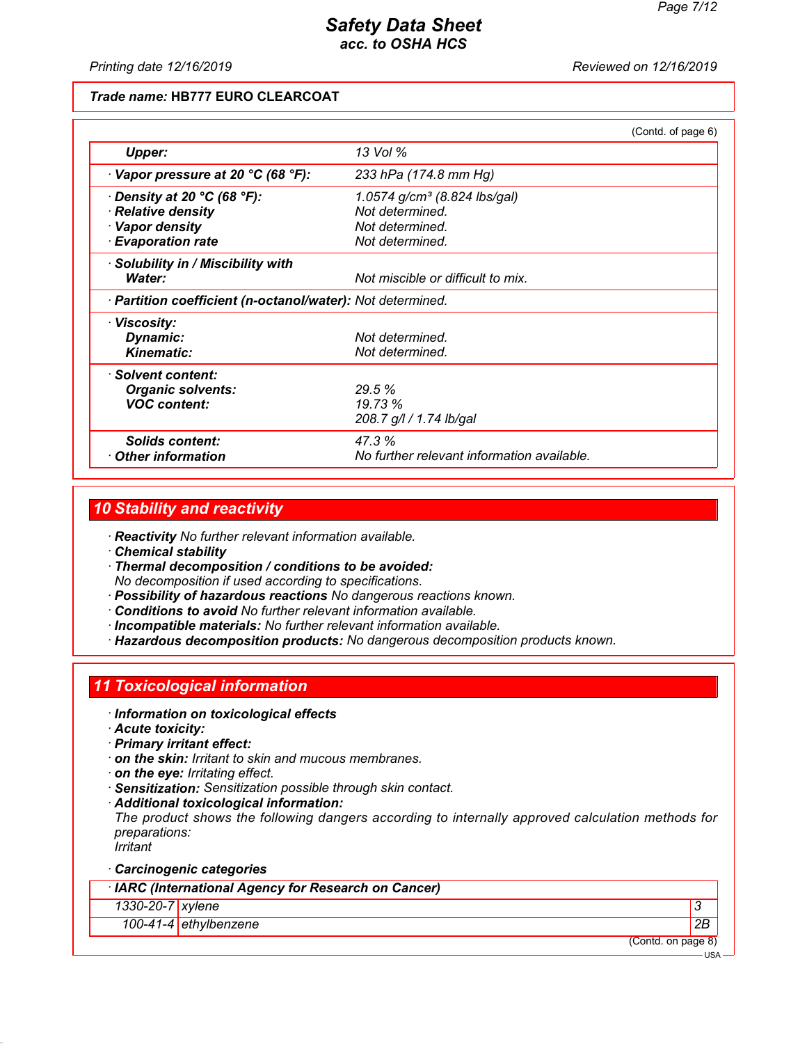**Trade name: HB777 EURO CLEARCOAT**

(Contd. of page 6)

| | |
|---|---|
| **Upper:** | 13 Vol % |
| · **Vapor pressure at 20 °C (68 °F):** | 233 hPa (174.8 mm Hg) |
| · **Density at 20 °C (68 °F):** | 1.0574 g/cm³ (8.824 lbs/gal) |
| · **Relative density** | Not determined. |
| · **Vapor density** | Not determined. |
| · **Evaporation rate** | Not determined. |
| · **Solubility in / Miscibility with** | |
| **Water:** | Not miscible or difficult to mix. |
| · **Partition coefficient (n-octanol/water):** | Not determined. |
| · **Viscosity:** | |
| **Dynamic:** | Not determined. |
| **Kinematic:** | Not determined. |
| · **Solvent content:** | |
| **Organic solvents:** | 29.5 % |
| **VOC content:** | 19.73 % |
| | 208.7 g/l / 1.74 lb/gal |
| **Solids content:** | 47.3 % |
| · **Other information** | No further relevant information available. |

## 10 Stability and reactivity

· **Reactivity** No further relevant information available.
· **Chemical stability**
· **Thermal decomposition / conditions to be avoided:**
No decomposition if used according to specifications.
· **Possibility of hazardous reactions** No dangerous reactions known.
· **Conditions to avoid** No further relevant information available.
· **Incompatible materials:** No further relevant information available.
· **Hazardous decomposition products:** No dangerous decomposition products known.

## 11 Toxicological information

· **Information on toxicological effects**
· **Acute toxicity:**
· **Primary irritant effect:**
· **on the skin:** Irritant to skin and mucous membranes.
· **on the eye:** Irritating effect.
· **Sensitization:** Sensitization possible through skin contact.
· **Additional toxicological information:**
The product shows the following dangers according to internally approved calculation methods for preparations:
Irritant

· **Carcinogenic categories**

| · **IARC (International Agency for Research on Cancer)** | | |
|---|---|---|
| 1330-20-7 | xylene | 3 |
| 100-41-4 | ethylbenzene | 2B |

(Contd. on page 8)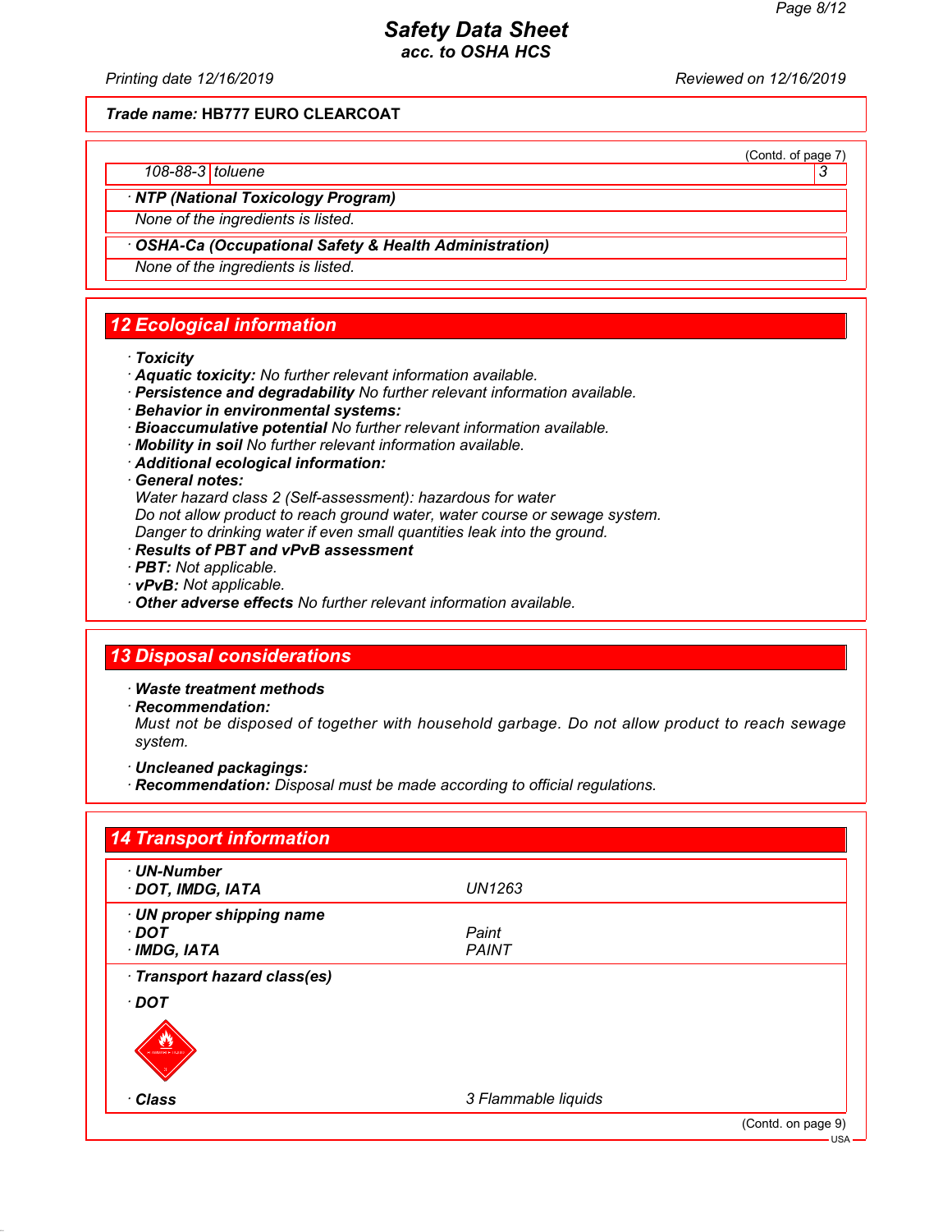**Trade name: HB777 EURO CLEARCOAT**

(Contd. of page 7)

| 108-88-3 | toluene | 3 |
|---|---|---|

· **NTP (National Toxicology Program)**

None of the ingredients is listed.

· **OSHA-Ca (Occupational Safety & Health Administration)**

None of the ingredients is listed.

## 12 Ecological information

· **Toxicity**
· **Aquatic toxicity:** No further relevant information available.
· **Persistence and degradability** No further relevant information available.
· **Behavior in environmental systems:**
· **Bioaccumulative potential** No further relevant information available.
· **Mobility in soil** No further relevant information available.
· **Additional ecological information:**
· **General notes:**
Water hazard class 2 (Self-assessment): hazardous for water
Do not allow product to reach ground water, water course or sewage system.
Danger to drinking water if even small quantities leak into the ground.
· **Results of PBT and vPvB assessment**
· **PBT:** Not applicable.
· **vPvB:** Not applicable.
· **Other adverse effects** No further relevant information available.

## 13 Disposal considerations

· **Waste treatment methods**
· **Recommendation:**
Must not be disposed of together with household garbage. Do not allow product to reach sewage system.

· **Uncleaned packagings:**
· **Recommendation:** Disposal must be made according to official regulations.

## 14 Transport information

| | |
|---|---|
| · **UN-Number** | |
| · **DOT, IMDG, IATA** | UN1263 |
| · **UN proper shipping name** | |
| · **DOT** | Paint |
| · **IMDG, IATA** | PAINT |
| · **Transport hazard class(es)** | |
| · **DOT** | |
| · **Class** | 3 Flammable liquids |

(Contd. on page 9)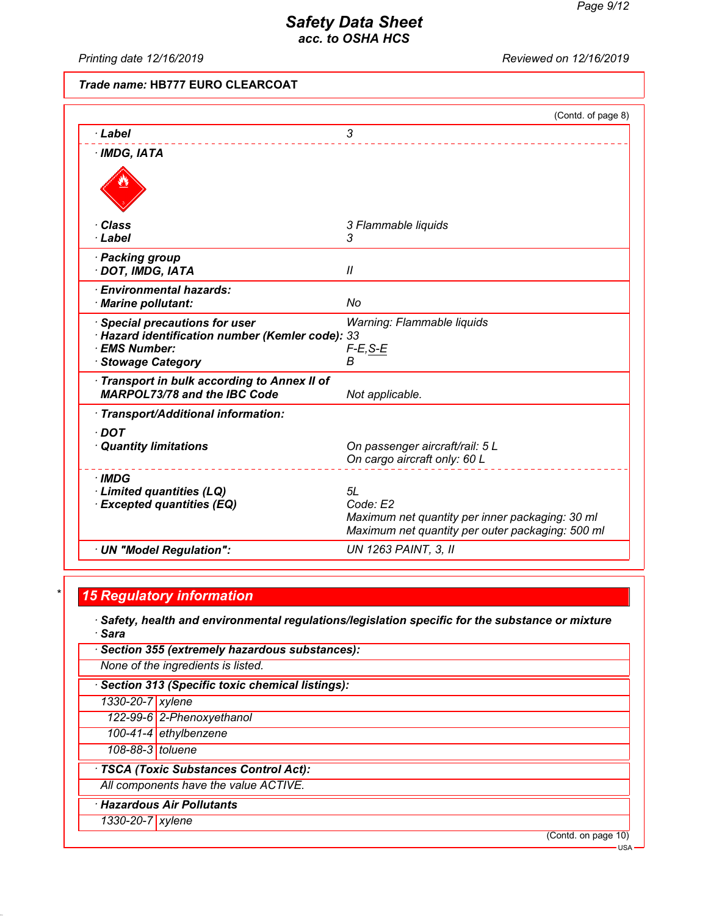**Safety Data Sheet**
**acc. to OSHA HCS**

Printing date 12/16/2019 Reviewed on 12/16/2019

**Trade name: HB777 EURO CLEARCOAT**

(Contd. of page 8)

| | |
|---|---|
| · **Label** | 3 |
| · **IMDG, IATA** | |
| · **Class** | 3 Flammable liquids |
| · **Label** | 3 |
| · **Packing group** | |
| · **DOT, IMDG, IATA** | II |
| · **Environmental hazards:** | |
| · **Marine pollutant:** | No |
| · **Special precautions for user** | Warning: Flammable liquids |
| · **Hazard identification number (Kemler code):** | 33 |
| · **EMS Number:** | F-E,S-E |
| · **Stowage Category** | B |
| · **Transport in bulk according to Annex II of MARPOL73/78 and the IBC Code** | Not applicable. |
| · **Transport/Additional information:** | |
| · **DOT** | |
| · **Quantity limitations** | On passenger aircraft/rail: 5 L<br>On cargo aircraft only: 60 L |
| · **IMDG** | |
| · **Limited quantities (LQ)** | 5L |
| · **Excepted quantities (EQ)** | Code: E2<br>Maximum net quantity per inner packaging: 30 ml<br>Maximum net quantity per outer packaging: 500 ml |
| · **UN "Model Regulation":** | UN 1263 PAINT, 3, II |

## 15 Regulatory information

· **Safety, health and environmental regulations/legislation specific for the substance or mixture**

· **Sara**

· **Section 355 (extremely hazardous substances):**

None of the ingredients is listed.

· **Section 313 (Specific toxic chemical listings):**

| | |
|---|---|
| 1330-20-7 | xylene |
| 122-99-6 | 2-Phenoxyethanol |
| 100-41-4 | ethylbenzene |
| 108-88-3 | toluene |

· **TSCA (Toxic Substances Control Act):**

All components have the value ACTIVE.

· **Hazardous Air Pollutants**

| | |
|---|---|
| 1330-20-7 | xylene |

(Contd. on page 10)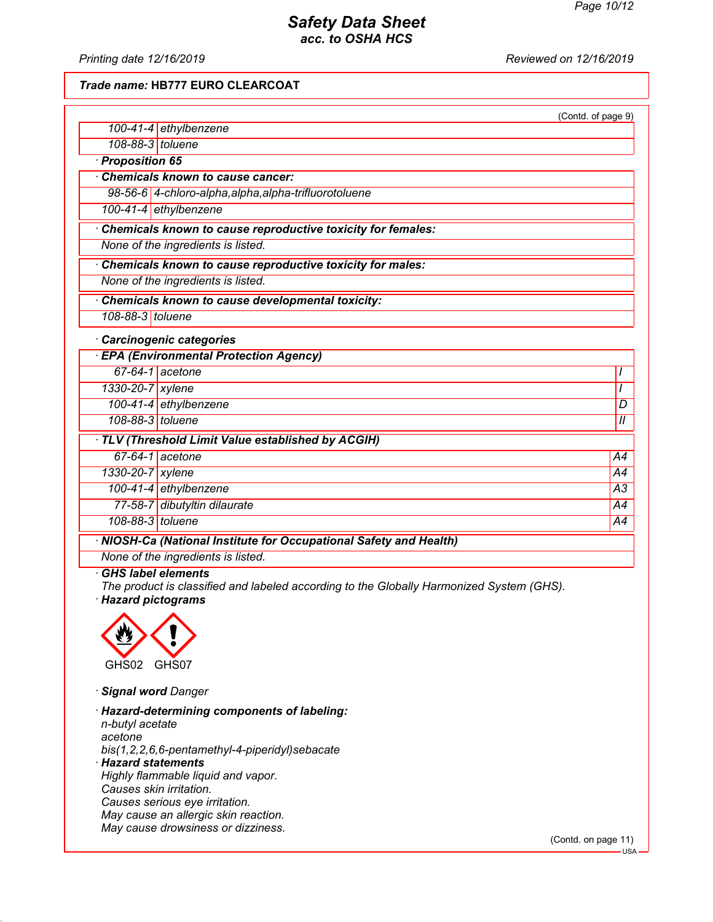**Trade name: HB777 EURO CLEARCOAT**

(Contd. of page 9)

| | |
|---|---|
| 100-41-4 | ethylbenzene |
| 108-88-3 | toluene |

· **Proposition 65**

| · **Chemicals known to cause cancer:** | |
|---|---|
| 98-56-6 | 4-chloro-alpha,alpha,alpha-trifluorotoluene |
| 100-41-4 | ethylbenzene |

| · **Chemicals known to cause reproductive toxicity for females:** |
|---|
| None of the ingredients is listed. |

| · **Chemicals known to cause reproductive toxicity for males:** |
|---|
| None of the ingredients is listed. |

| · **Chemicals known to cause developmental toxicity:** | |
|---|---|
| 108-88-3 | toluene |

· **Carcinogenic categories**

| · **EPA (Environmental Protection Agency)** | | |
|---|---|---|
| 67-64-1 | acetone | I |
| 1330-20-7 | xylene | I |
| 100-41-4 | ethylbenzene | D |
| 108-88-3 | toluene | II |

| · **TLV (Threshold Limit Value established by ACGIH)** | | |
|---|---|---|
| 67-64-1 | acetone | A4 |
| 1330-20-7 | xylene | A4 |
| 100-41-4 | ethylbenzene | A3 |
| 77-58-7 | dibutyltin dilaurate | A4 |
| 108-88-3 | toluene | A4 |

| · **NIOSH-Ca (National Institute for Occupational Safety and Health)** |
|---|
| None of the ingredients is listed. |

· **GHS label elements**
The product is classified and labeled according to the Globally Harmonized System (GHS).

· **Hazard pictograms**

GHS02 GHS07

· **Signal word** Danger

· **Hazard-determining components of labeling:**
n-butyl acetate
acetone
bis(1,2,2,6,6-pentamethyl-4-piperidyl)sebacate

· **Hazard statements**
Highly flammable liquid and vapor.
Causes skin irritation.
Causes serious eye irritation.
May cause an allergic skin reaction.
May cause drowsiness or dizziness.

(Contd. on page 11)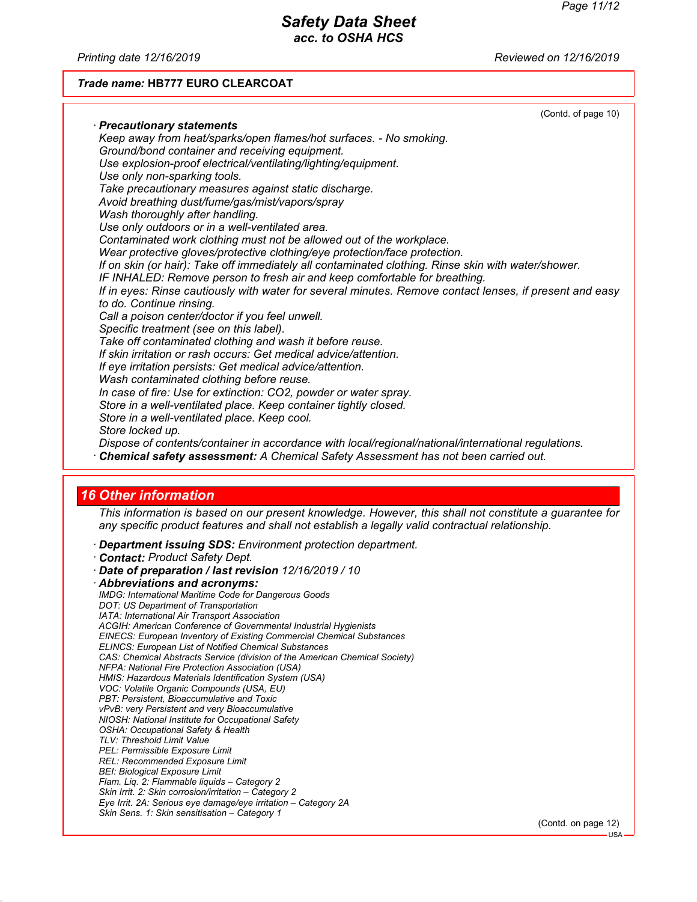**Trade name: HB777 EURO CLEARCOAT**

(Contd. of page 10)

· **Precautionary statements**

Keep away from heat/sparks/open flames/hot surfaces. - No smoking.
Ground/bond container and receiving equipment.
Use explosion-proof electrical/ventilating/lighting/equipment.
Use only non-sparking tools.
Take precautionary measures against static discharge.
Avoid breathing dust/fume/gas/mist/vapors/spray
Wash thoroughly after handling.
Use only outdoors or in a well-ventilated area.
Contaminated work clothing must not be allowed out of the workplace.
Wear protective gloves/protective clothing/eye protection/face protection.
If on skin (or hair): Take off immediately all contaminated clothing. Rinse skin with water/shower.
IF INHALED: Remove person to fresh air and keep comfortable for breathing.
If in eyes: Rinse cautiously with water for several minutes. Remove contact lenses, if present and easy to do. Continue rinsing.
Call a poison center/doctor if you feel unwell.
Specific treatment (see on this label).
Take off contaminated clothing and wash it before reuse.
If skin irritation or rash occurs: Get medical advice/attention.
If eye irritation persists: Get medical advice/attention.
Wash contaminated clothing before reuse.
In case of fire: Use for extinction: $CO_2$, powder or water spray.
Store in a well-ventilated place. Keep container tightly closed.
Store in a well-ventilated place. Keep cool.
Store locked up.
Dispose of contents/container in accordance with local/regional/national/international regulations.

· **Chemical safety assessment:** A Chemical Safety Assessment has not been carried out.

## 16 Other information

This information is based on our present knowledge. However, this shall not constitute a guarantee for any specific product features and shall not establish a legally valid contractual relationship.

· **Department issuing SDS:** Environment protection department.
· **Contact:** Product Safety Dept.
· **Date of preparation / last revision** 12/16/2019 / 10
· **Abbreviations and acronyms:**

IMDG: International Maritime Code for Dangerous Goods
DOT: US Department of Transportation
IATA: International Air Transport Association
ACGIH: American Conference of Governmental Industrial Hygienists
EINECS: European Inventory of Existing Commercial Chemical Substances
ELINCS: European List of Notified Chemical Substances
CAS: Chemical Abstracts Service (division of the American Chemical Society)
NFPA: National Fire Protection Association (USA)
HMIS: Hazardous Materials Identification System (USA)
VOC: Volatile Organic Compounds (USA, EU)
PBT: Persistent, Bioaccumulative and Toxic
vPvB: very Persistent and very Bioaccumulative
NIOSH: National Institute for Occupational Safety
OSHA: Occupational Safety & Health
TLV: Threshold Limit Value
PEL: Permissible Exposure Limit
REL: Recommended Exposure Limit
BEI: Biological Exposure Limit
Flam. Liq. 2: Flammable liquids – Category 2
Skin Irrit. 2: Skin corrosion/irritation – Category 2
Eye Irrit. 2A: Serious eye damage/eye irritation – Category 2A
Skin Sens. 1: Skin sensitisation – Category 1

(Contd. on page 12)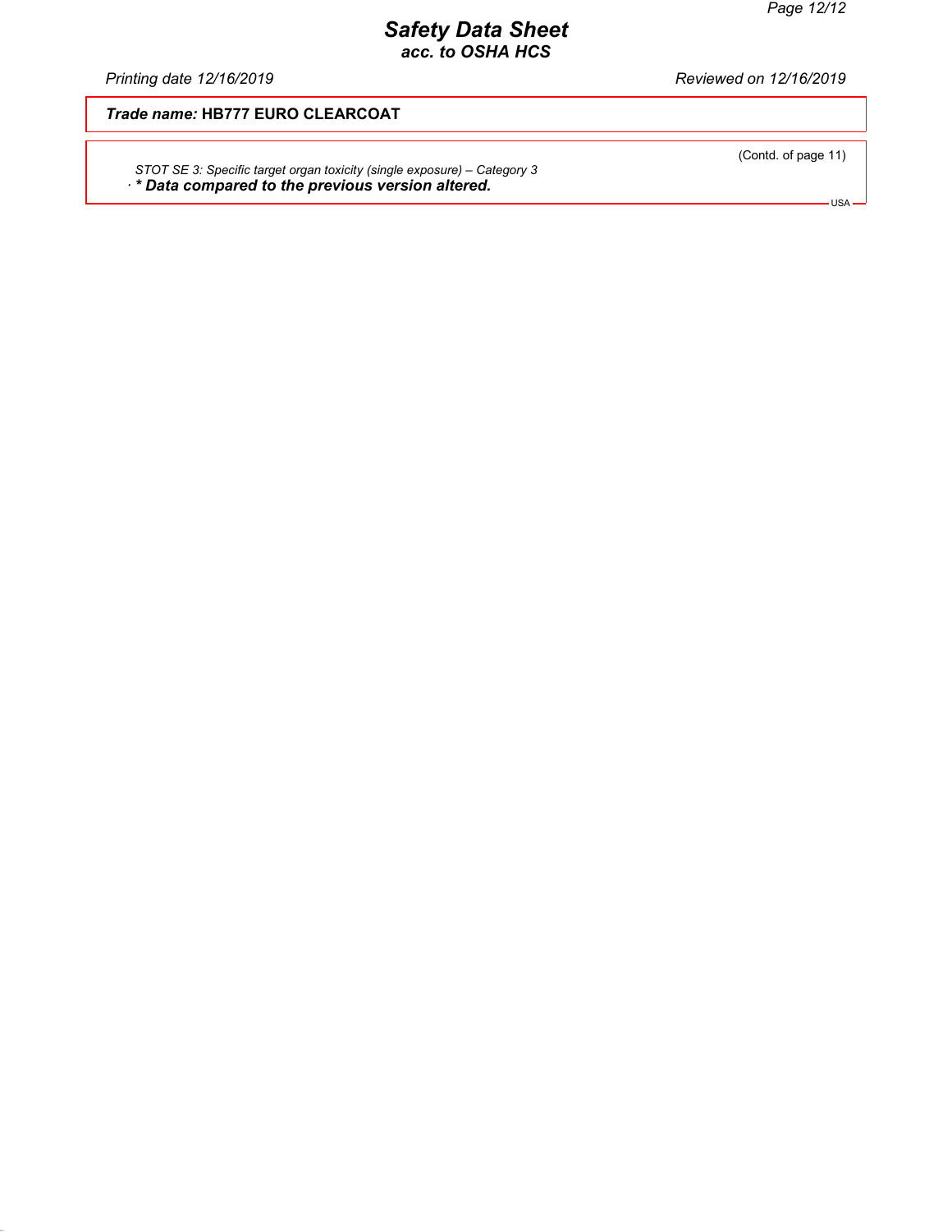STOT SE 3: Specific target organ toxicity (single exposure) – Category 3

· * **Data compared to the previous version altered.**